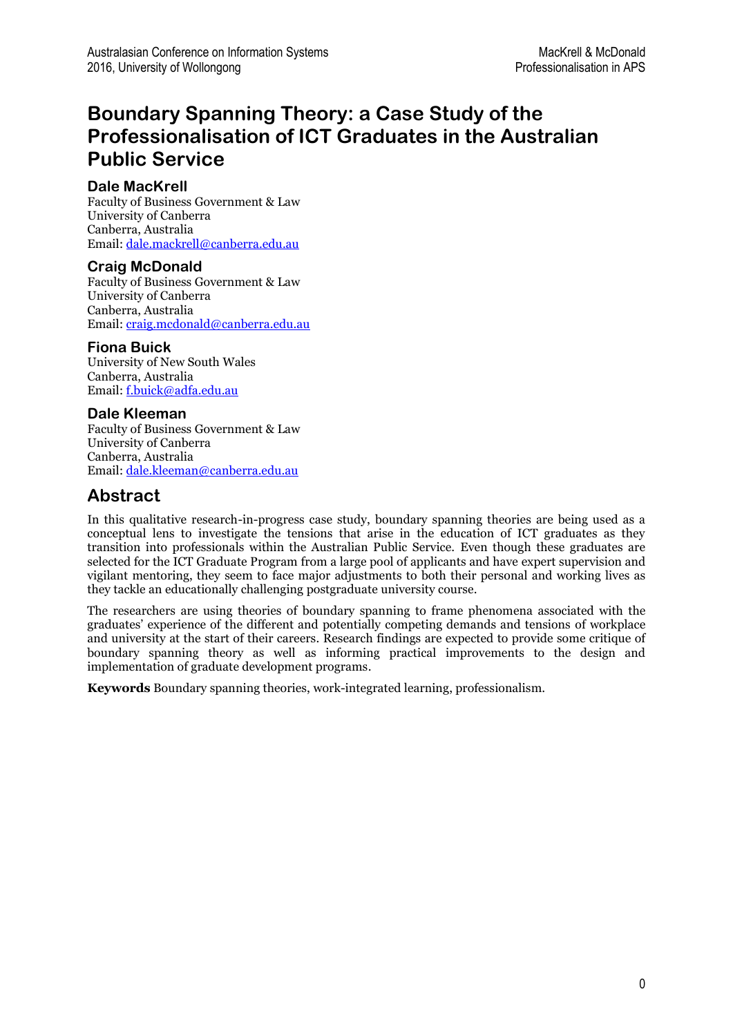# Boundary Spanning Theory: a Case Study of the Professionalisation of ICT Graduates in the Australian Public Service

**Dale MacKrell**
Faculty of Business Government & Law
University of Canberra
Canberra, Australia
Email: dale.mackrell@canberra.edu.au

**Craig McDonald**
Faculty of Business Government & Law
University of Canberra
Canberra, Australia
Email: craig.mcdonald@canberra.edu.au

**Fiona Buick**
University of New South Wales
Canberra, Australia
Email: f.buick@adfa.edu.au

**Dale Kleeman**
Faculty of Business Government & Law
University of Canberra
Canberra, Australia
Email: dale.kleeman@canberra.edu.au

## Abstract

In this qualitative research-in-progress case study, boundary spanning theories are being used as a conceptual lens to investigate the tensions that arise in the education of ICT graduates as they transition into professionals within the Australian Public Service. Even though these graduates are selected for the ICT Graduate Program from a large pool of applicants and have expert supervision and vigilant mentoring, they seem to face major adjustments to both their personal and working lives as they tackle an educationally challenging postgraduate university course.

The researchers are using theories of boundary spanning to frame phenomena associated with the graduates' experience of the different and potentially competing demands and tensions of workplace and university at the start of their careers. Research findings are expected to provide some critique of boundary spanning theory as well as informing practical improvements to the design and implementation of graduate development programs.

**Keywords** Boundary spanning theories, work-integrated learning, professionalism.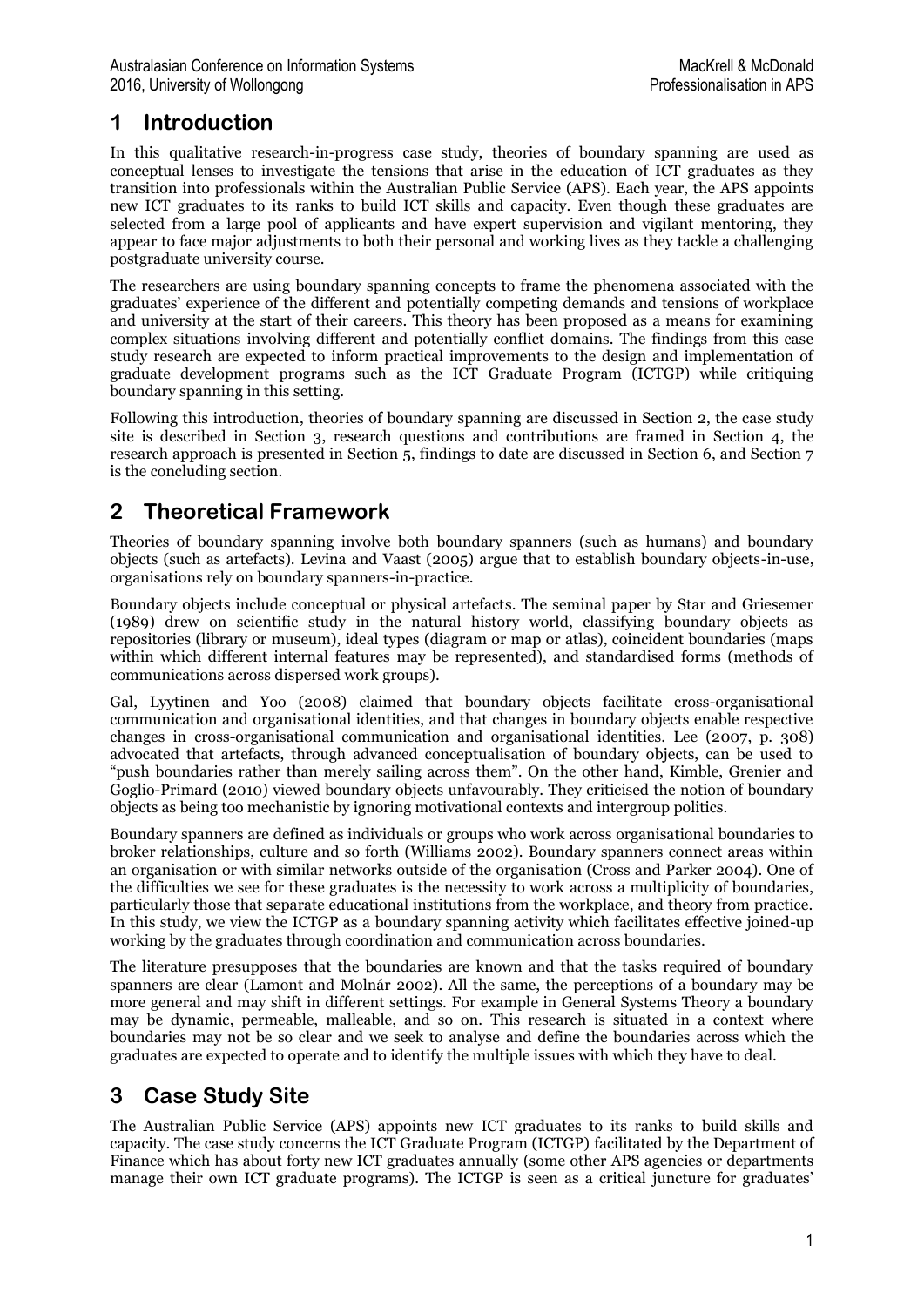## 1 Introduction

In this qualitative research-in-progress case study, theories of boundary spanning are used as conceptual lenses to investigate the tensions that arise in the education of ICT graduates as they transition into professionals within the Australian Public Service (APS). Each year, the APS appoints new ICT graduates to its ranks to build ICT skills and capacity. Even though these graduates are selected from a large pool of applicants and have expert supervision and vigilant mentoring, they appear to face major adjustments to both their personal and working lives as they tackle a challenging postgraduate university course.

The researchers are using boundary spanning concepts to frame the phenomena associated with the graduates' experience of the different and potentially competing demands and tensions of workplace and university at the start of their careers. This theory has been proposed as a means for examining complex situations involving different and potentially conflict domains. The findings from this case study research are expected to inform practical improvements to the design and implementation of graduate development programs such as the ICT Graduate Program (ICTGP) while critiquing boundary spanning in this setting.

Following this introduction, theories of boundary spanning are discussed in Section 2, the case study site is described in Section 3, research questions and contributions are framed in Section 4, the research approach is presented in Section 5, findings to date are discussed in Section 6, and Section 7 is the concluding section.

## 2 Theoretical Framework

Theories of boundary spanning involve both boundary spanners (such as humans) and boundary objects (such as artefacts). Levina and Vaast (2005) argue that to establish boundary objects-in-use, organisations rely on boundary spanners-in-practice.

Boundary objects include conceptual or physical artefacts. The seminal paper by Star and Griesemer (1989) drew on scientific study in the natural history world, classifying boundary objects as repositories (library or museum), ideal types (diagram or map or atlas), coincident boundaries (maps within which different internal features may be represented), and standardised forms (methods of communications across dispersed work groups).

Gal, Lyytinen and Yoo (2008) claimed that boundary objects facilitate cross-organisational communication and organisational identities, and that changes in boundary objects enable respective changes in cross-organisational communication and organisational identities. Lee (2007, p. 308) advocated that artefacts, through advanced conceptualisation of boundary objects, can be used to "push boundaries rather than merely sailing across them". On the other hand, Kimble, Grenier and Goglio-Primard (2010) viewed boundary objects unfavourably. They criticised the notion of boundary objects as being too mechanistic by ignoring motivational contexts and intergroup politics.

Boundary spanners are defined as individuals or groups who work across organisational boundaries to broker relationships, culture and so forth (Williams 2002). Boundary spanners connect areas within an organisation or with similar networks outside of the organisation (Cross and Parker 2004). One of the difficulties we see for these graduates is the necessity to work across a multiplicity of boundaries, particularly those that separate educational institutions from the workplace, and theory from practice. In this study, we view the ICTGP as a boundary spanning activity which facilitates effective joined-up working by the graduates through coordination and communication across boundaries.

The literature presupposes that the boundaries are known and that the tasks required of boundary spanners are clear (Lamont and Molnár 2002). All the same, the perceptions of a boundary may be more general and may shift in different settings. For example in General Systems Theory a boundary may be dynamic, permeable, malleable, and so on. This research is situated in a context where boundaries may not be so clear and we seek to analyse and define the boundaries across which the graduates are expected to operate and to identify the multiple issues with which they have to deal.

## 3 Case Study Site

The Australian Public Service (APS) appoints new ICT graduates to its ranks to build skills and capacity. The case study concerns the ICT Graduate Program (ICTGP) facilitated by the Department of Finance which has about forty new ICT graduates annually (some other APS agencies or departments manage their own ICT graduate programs). The ICTGP is seen as a critical juncture for graduates'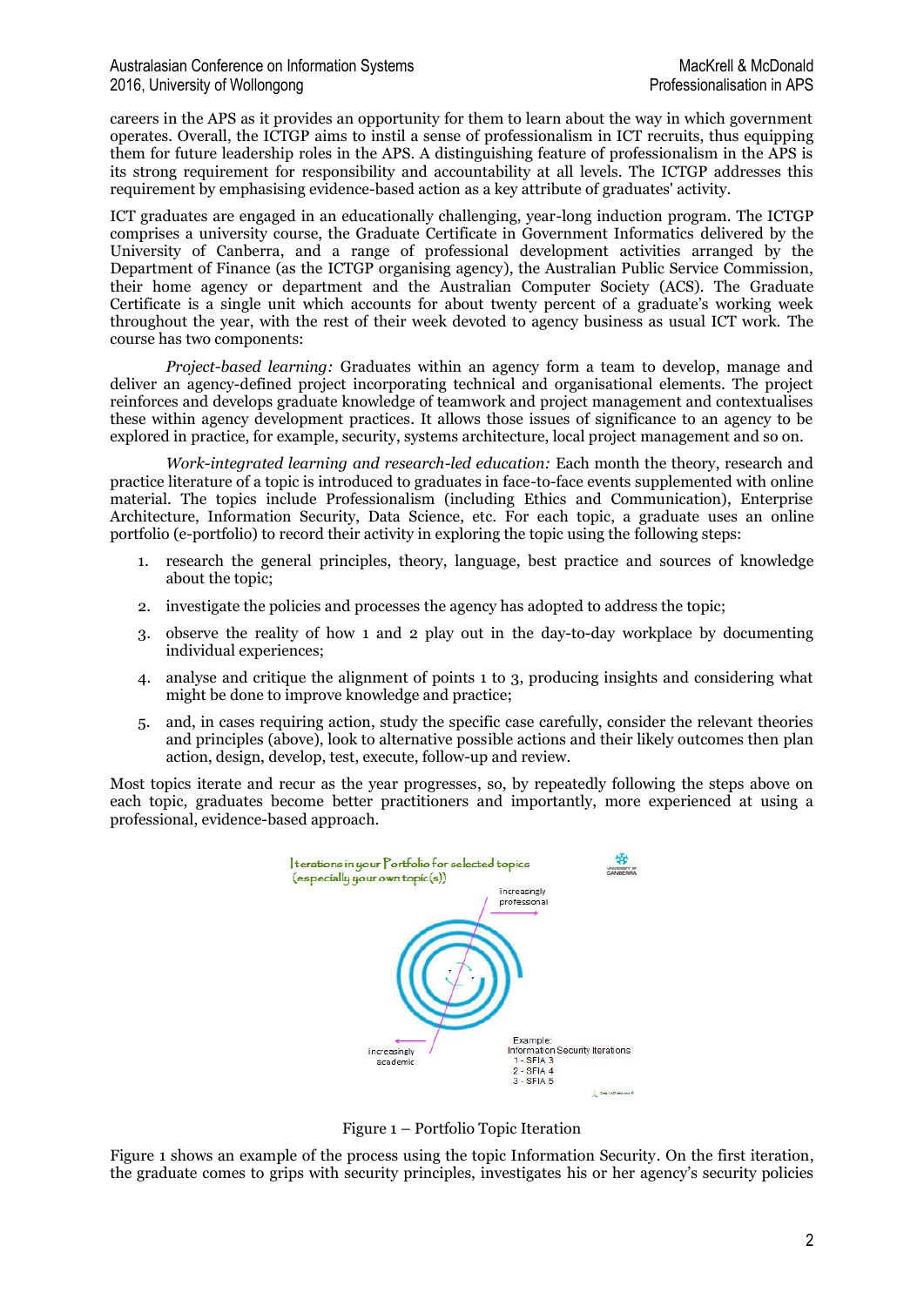careers in the APS as it provides an opportunity for them to learn about the way in which government operates. Overall, the ICTGP aims to instil a sense of professionalism in ICT recruits, thus equipping them for future leadership roles in the APS. A distinguishing feature of professionalism in the APS is its strong requirement for responsibility and accountability at all levels. The ICTGP addresses this requirement by emphasising evidence-based action as a key attribute of graduates' activity.

ICT graduates are engaged in an educationally challenging, year-long induction program. The ICTGP comprises a university course, the Graduate Certificate in Government Informatics delivered by the University of Canberra, and a range of professional development activities arranged by the Department of Finance (as the ICTGP organising agency), the Australian Public Service Commission, their home agency or department and the Australian Computer Society (ACS). The Graduate Certificate is a single unit which accounts for about twenty percent of a graduate's working week throughout the year, with the rest of their week devoted to agency business as usual ICT work. The course has two components:

*Project-based learning:* Graduates within an agency form a team to develop, manage and deliver an agency-defined project incorporating technical and organisational elements. The project reinforces and develops graduate knowledge of teamwork and project management and contextualises these within agency development practices. It allows those issues of significance to an agency to be explored in practice, for example, security, systems architecture, local project management and so on.

*Work-integrated learning and research-led education:* Each month the theory, research and practice literature of a topic is introduced to graduates in face-to-face events supplemented with online material. The topics include Professionalism (including Ethics and Communication), Enterprise Architecture, Information Security, Data Science, etc. For each topic, a graduate uses an online portfolio (e-portfolio) to record their activity in exploring the topic using the following steps:

1. research the general principles, theory, language, best practice and sources of knowledge about the topic;
2. investigate the policies and processes the agency has adopted to address the topic;
3. observe the reality of how 1 and 2 play out in the day-to-day workplace by documenting individual experiences;
4. analyse and critique the alignment of points 1 to 3, producing insights and considering what might be done to improve knowledge and practice;
5. and, in cases requiring action, study the specific case carefully, consider the relevant theories and principles (above), look to alternative possible actions and their likely outcomes then plan action, design, develop, test, execute, follow-up and review.

Most topics iterate and recur as the year progresses, so, by repeatedly following the steps above on each topic, graduates become better practitioners and importantly, more experienced at using a professional, evidence-based approach.

Figure 1 – Portfolio Topic Iteration

Figure 1 shows an example of the process using the topic Information Security. On the first iteration, the graduate comes to grips with security principles, investigates his or her agency's security policies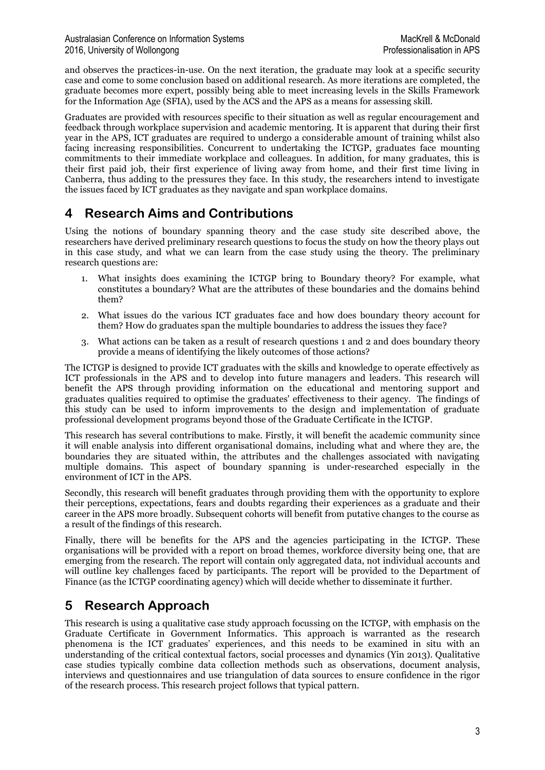and observes the practices-in-use. On the next iteration, the graduate may look at a specific security case and come to some conclusion based on additional research. As more iterations are completed, the graduate becomes more expert, possibly being able to meet increasing levels in the Skills Framework for the Information Age (SFIA), used by the ACS and the APS as a means for assessing skill.

Graduates are provided with resources specific to their situation as well as regular encouragement and feedback through workplace supervision and academic mentoring. It is apparent that during their first year in the APS, ICT graduates are required to undergo a considerable amount of training whilst also facing increasing responsibilities. Concurrent to undertaking the ICTGP, graduates face mounting commitments to their immediate workplace and colleagues. In addition, for many graduates, this is their first paid job, their first experience of living away from home, and their first time living in Canberra, thus adding to the pressures they face. In this study, the researchers intend to investigate the issues faced by ICT graduates as they navigate and span workplace domains.

# 4 Research Aims and Contributions

Using the notions of boundary spanning theory and the case study site described above, the researchers have derived preliminary research questions to focus the study on how the theory plays out in this case study, and what we can learn from the case study using the theory. The preliminary research questions are:

1. What insights does examining the ICTGP bring to Boundary theory? For example, what constitutes a boundary? What are the attributes of these boundaries and the domains behind them?
2. What issues do the various ICT graduates face and how does boundary theory account for them? How do graduates span the multiple boundaries to address the issues they face?
3. What actions can be taken as a result of research questions 1 and 2 and does boundary theory provide a means of identifying the likely outcomes of those actions?

The ICTGP is designed to provide ICT graduates with the skills and knowledge to operate effectively as ICT professionals in the APS and to develop into future managers and leaders. This research will benefit the APS through providing information on the educational and mentoring support and graduates qualities required to optimise the graduates' effectiveness to their agency. The findings of this study can be used to inform improvements to the design and implementation of graduate professional development programs beyond those of the Graduate Certificate in the ICTGP.

This research has several contributions to make. Firstly, it will benefit the academic community since it will enable analysis into different organisational domains, including what and where they are, the boundaries they are situated within, the attributes and the challenges associated with navigating multiple domains. This aspect of boundary spanning is under-researched especially in the environment of ICT in the APS.

Secondly, this research will benefit graduates through providing them with the opportunity to explore their perceptions, expectations, fears and doubts regarding their experiences as a graduate and their career in the APS more broadly. Subsequent cohorts will benefit from putative changes to the course as a result of the findings of this research.

Finally, there will be benefits for the APS and the agencies participating in the ICTGP. These organisations will be provided with a report on broad themes, workforce diversity being one, that are emerging from the research. The report will contain only aggregated data, not individual accounts and will outline key challenges faced by participants. The report will be provided to the Department of Finance (as the ICTGP coordinating agency) which will decide whether to disseminate it further.

# 5 Research Approach

This research is using a qualitative case study approach focussing on the ICTGP, with emphasis on the Graduate Certificate in Government Informatics. This approach is warranted as the research phenomena is the ICT graduates' experiences, and this needs to be examined in situ with an understanding of the critical contextual factors, social processes and dynamics (Yin 2013). Qualitative case studies typically combine data collection methods such as observations, document analysis, interviews and questionnaires and use triangulation of data sources to ensure confidence in the rigor of the research process. This research project follows that typical pattern.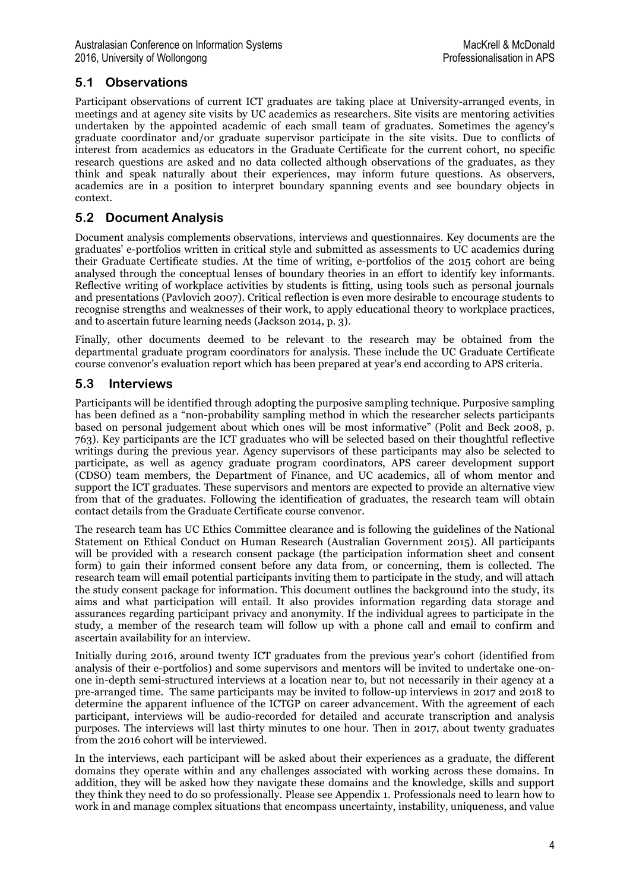## 5.1 Observations

Participant observations of current ICT graduates are taking place at University-arranged events, in meetings and at agency site visits by UC academics as researchers. Site visits are mentoring activities undertaken by the appointed academic of each small team of graduates. Sometimes the agency's graduate coordinator and/or graduate supervisor participate in the site visits. Due to conflicts of interest from academics as educators in the Graduate Certificate for the current cohort, no specific research questions are asked and no data collected although observations of the graduates, as they think and speak naturally about their experiences, may inform future questions. As observers, academics are in a position to interpret boundary spanning events and see boundary objects in context.

## 5.2 Document Analysis

Document analysis complements observations, interviews and questionnaires. Key documents are the graduates' e-portfolios written in critical style and submitted as assessments to UC academics during their Graduate Certificate studies. At the time of writing, e-portfolios of the 2015 cohort are being analysed through the conceptual lenses of boundary theories in an effort to identify key informants. Reflective writing of workplace activities by students is fitting, using tools such as personal journals and presentations (Pavlovich 2007). Critical reflection is even more desirable to encourage students to recognise strengths and weaknesses of their work, to apply educational theory to workplace practices, and to ascertain future learning needs (Jackson 2014, p. 3).

Finally, other documents deemed to be relevant to the research may be obtained from the departmental graduate program coordinators for analysis. These include the UC Graduate Certificate course convenor's evaluation report which has been prepared at year's end according to APS criteria.

## 5.3 Interviews

Participants will be identified through adopting the purposive sampling technique. Purposive sampling has been defined as a "non-probability sampling method in which the researcher selects participants based on personal judgement about which ones will be most informative" (Polit and Beck 2008, p. 763). Key participants are the ICT graduates who will be selected based on their thoughtful reflective writings during the previous year. Agency supervisors of these participants may also be selected to participate, as well as agency graduate program coordinators, APS career development support (CDSO) team members, the Department of Finance, and UC academics, all of whom mentor and support the ICT graduates. These supervisors and mentors are expected to provide an alternative view from that of the graduates. Following the identification of graduates, the research team will obtain contact details from the Graduate Certificate course convenor.

The research team has UC Ethics Committee clearance and is following the guidelines of the National Statement on Ethical Conduct on Human Research (Australian Government 2015). All participants will be provided with a research consent package (the participation information sheet and consent form) to gain their informed consent before any data from, or concerning, them is collected. The research team will email potential participants inviting them to participate in the study, and will attach the study consent package for information. This document outlines the background into the study, its aims and what participation will entail. It also provides information regarding data storage and assurances regarding participant privacy and anonymity. If the individual agrees to participate in the study, a member of the research team will follow up with a phone call and email to confirm and ascertain availability for an interview.

Initially during 2016, around twenty ICT graduates from the previous year's cohort (identified from analysis of their e-portfolios) and some supervisors and mentors will be invited to undertake one-on-one in-depth semi-structured interviews at a location near to, but not necessarily in their agency at a pre-arranged time. The same participants may be invited to follow-up interviews in 2017 and 2018 to determine the apparent influence of the ICTGP on career advancement. With the agreement of each participant, interviews will be audio-recorded for detailed and accurate transcription and analysis purposes. The interviews will last thirty minutes to one hour. Then in 2017, about twenty graduates from the 2016 cohort will be interviewed.

In the interviews, each participant will be asked about their experiences as a graduate, the different domains they operate within and any challenges associated with working across these domains. In addition, they will be asked how they navigate these domains and the knowledge, skills and support they think they need to do so professionally. Please see Appendix 1. Professionals need to learn how to work in and manage complex situations that encompass uncertainty, instability, uniqueness, and value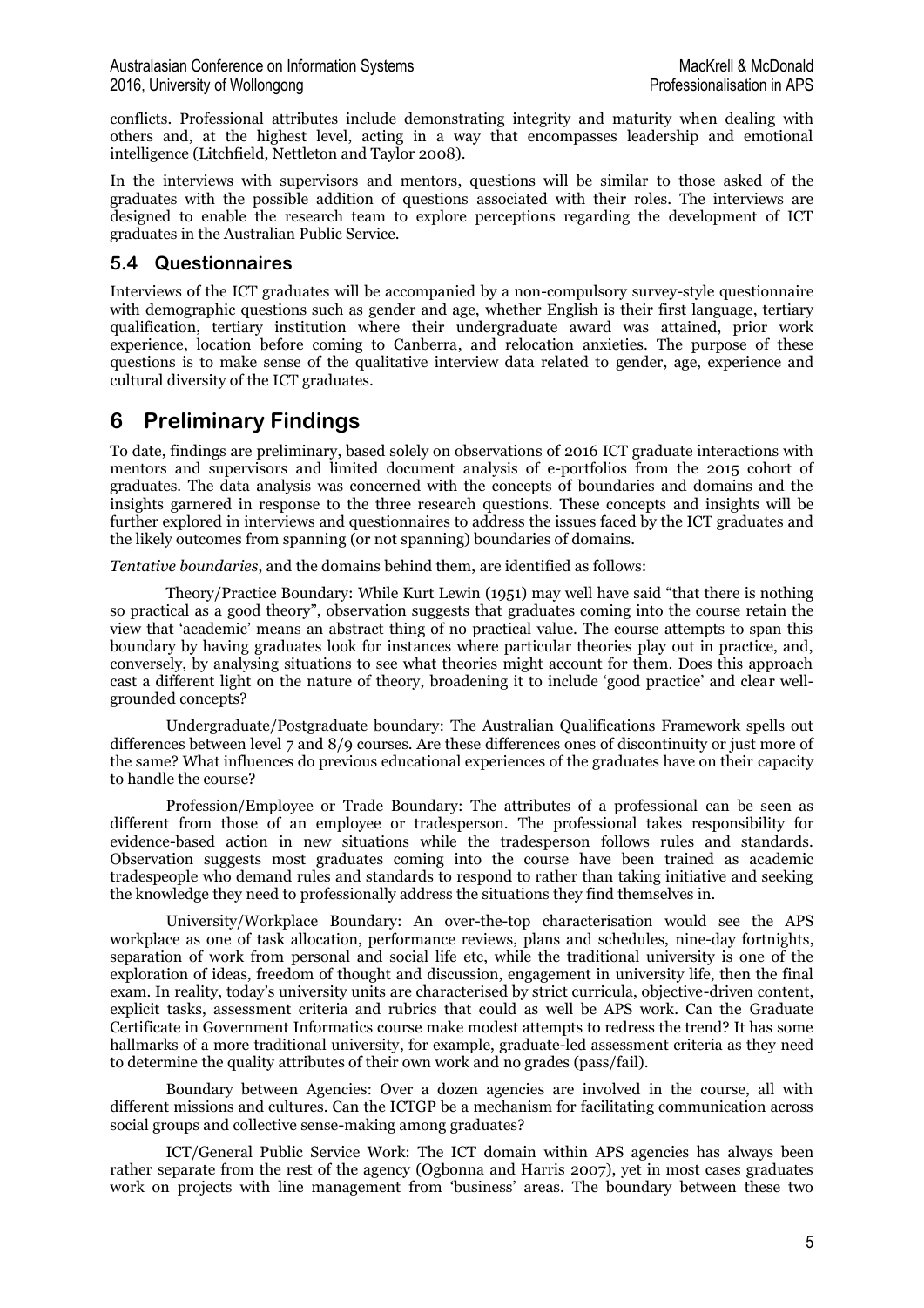conflicts. Professional attributes include demonstrating integrity and maturity when dealing with others and, at the highest level, acting in a way that encompasses leadership and emotional intelligence (Litchfield, Nettleton and Taylor 2008).

In the interviews with supervisors and mentors, questions will be similar to those asked of the graduates with the possible addition of questions associated with their roles. The interviews are designed to enable the research team to explore perceptions regarding the development of ICT graduates in the Australian Public Service.

### 5.4 Questionnaires

Interviews of the ICT graduates will be accompanied by a non-compulsory survey-style questionnaire with demographic questions such as gender and age, whether English is their first language, tertiary qualification, tertiary institution where their undergraduate award was attained, prior work experience, location before coming to Canberra, and relocation anxieties. The purpose of these questions is to make sense of the qualitative interview data related to gender, age, experience and cultural diversity of the ICT graduates.

## 6 Preliminary Findings

To date, findings are preliminary, based solely on observations of 2016 ICT graduate interactions with mentors and supervisors and limited document analysis of e-portfolios from the 2015 cohort of graduates. The data analysis was concerned with the concepts of boundaries and domains and the insights garnered in response to the three research questions. These concepts and insights will be further explored in interviews and questionnaires to address the issues faced by the ICT graduates and the likely outcomes from spanning (or not spanning) boundaries of domains.

*Tentative boundaries*, and the domains behind them, are identified as follows:

Theory/Practice Boundary: While Kurt Lewin (1951) may well have said "that there is nothing so practical as a good theory", observation suggests that graduates coming into the course retain the view that 'academic' means an abstract thing of no practical value. The course attempts to span this boundary by having graduates look for instances where particular theories play out in practice, and, conversely, by analysing situations to see what theories might account for them. Does this approach cast a different light on the nature of theory, broadening it to include 'good practice' and clear well-grounded concepts?

Undergraduate/Postgraduate boundary: The Australian Qualifications Framework spells out differences between level 7 and 8/9 courses. Are these differences ones of discontinuity or just more of the same? What influences do previous educational experiences of the graduates have on their capacity to handle the course?

Profession/Employee or Trade Boundary: The attributes of a professional can be seen as different from those of an employee or tradesperson. The professional takes responsibility for evidence-based action in new situations while the tradesperson follows rules and standards. Observation suggests most graduates coming into the course have been trained as academic tradespeople who demand rules and standards to respond to rather than taking initiative and seeking the knowledge they need to professionally address the situations they find themselves in.

University/Workplace Boundary: An over-the-top characterisation would see the APS workplace as one of task allocation, performance reviews, plans and schedules, nine-day fortnights, separation of work from personal and social life etc, while the traditional university is one of the exploration of ideas, freedom of thought and discussion, engagement in university life, then the final exam. In reality, today's university units are characterised by strict curricula, objective-driven content, explicit tasks, assessment criteria and rubrics that could as well be APS work. Can the Graduate Certificate in Government Informatics course make modest attempts to redress the trend? It has some hallmarks of a more traditional university, for example, graduate-led assessment criteria as they need to determine the quality attributes of their own work and no grades (pass/fail).

Boundary between Agencies: Over a dozen agencies are involved in the course, all with different missions and cultures. Can the ICTGP be a mechanism for facilitating communication across social groups and collective sense-making among graduates?

ICT/General Public Service Work: The ICT domain within APS agencies has always been rather separate from the rest of the agency (Ogbonna and Harris 2007), yet in most cases graduates work on projects with line management from 'business' areas. The boundary between these two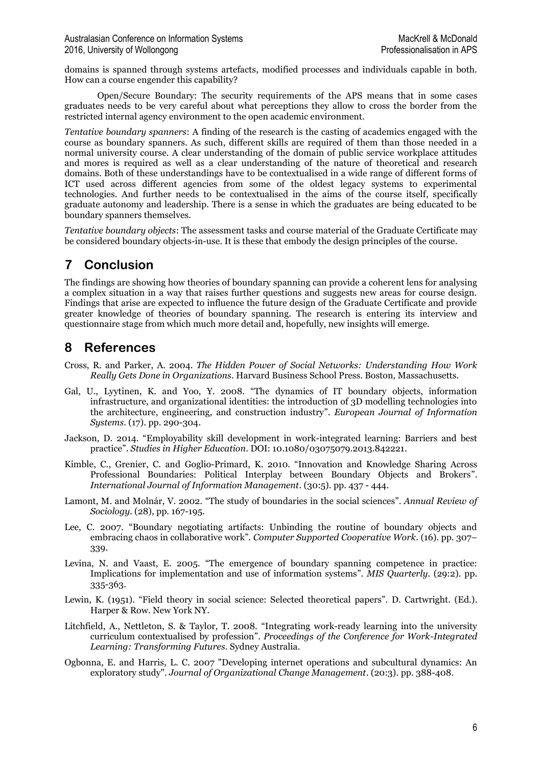domains is spanned through systems artefacts, modified processes and individuals capable in both. How can a course engender this capability?

Open/Secure Boundary: The security requirements of the APS means that in some cases graduates needs to be very careful about what perceptions they allow to cross the border from the restricted internal agency environment to the open academic environment.

*Tentative boundary spanners*: A finding of the research is the casting of academics engaged with the course as boundary spanners. As such, different skills are required of them than those needed in a normal university course. A clear understanding of the domain of public service workplace attitudes and mores is required as well as a clear understanding of the nature of theoretical and research domains. Both of these understandings have to be contextualised in a wide range of different forms of ICT used across different agencies from some of the oldest legacy systems to experimental technologies. And further needs to be contextualised in the aims of the course itself, specifically graduate autonomy and leadership. There is a sense in which the graduates are being educated to be boundary spanners themselves.

*Tentative boundary objects*: The assessment tasks and course material of the Graduate Certificate may be considered boundary objects-in-use. It is these that embody the design principles of the course.

# 7 Conclusion

The findings are showing how theories of boundary spanning can provide a coherent lens for analysing a complex situation in a way that raises further questions and suggests new areas for course design. Findings that arise are expected to influence the future design of the Graduate Certificate and provide greater knowledge of theories of boundary spanning. The research is entering its interview and questionnaire stage from which much more detail and, hopefully, new insights will emerge.

# 8 References

Cross, R. and Parker, A. 2004. *The Hidden Power of Social Networks: Understanding How Work Really Gets Done in Organizations*. Harvard Business School Press. Boston, Massachusetts.

Gal, U., Lyytinen, K. and Yoo, Y. 2008. "The dynamics of IT boundary objects, information infrastructure, and organizational identities: the introduction of 3D modelling technologies into the architecture, engineering, and construction industry". *European Journal of Information Systems*. (17). pp. 290-304.

Jackson, D. 2014. "Employability skill development in work-integrated learning: Barriers and best practice". *Studies in Higher Education*. DOI: 10.1080/03075079.2013.842221.

Kimble, C., Grenier, C. and Goglio-Primard, K. 2010. "Innovation and Knowledge Sharing Across Professional Boundaries: Political Interplay between Boundary Objects and Brokers". *International Journal of Information Management*. (30:5). pp. 437 - 444.

Lamont, M. and Molnár, V. 2002. "The study of boundaries in the social sciences". *Annual Review of Sociology*. (28), pp. 167-195.

Lee, C. 2007. "Boundary negotiating artifacts: Unbinding the routine of boundary objects and embracing chaos in collaborative work". *Computer Supported Cooperative Work*. (16). pp. 307–339.

Levina, N. and Vaast, E. 2005. "The emergence of boundary spanning competence in practice: Implications for implementation and use of information systems". *MIS Quarterly*. (29:2). pp. 335-363.

Lewin, K. (1951). "Field theory in social science: Selected theoretical papers". D. Cartwright. (Ed.). Harper & Row. New York NY.

Litchfield, A., Nettleton, S. & Taylor, T. 2008. "Integrating work-ready learning into the university curriculum contextualised by profession". *Proceedings of the Conference for Work-Integrated Learning: Transforming Futures*. Sydney Australia.

Ogbonna, E. and Harris, L. C. 2007 "Developing internet operations and subcultural dynamics: An exploratory study". *Journal of Organizational Change Management*. (20:3). pp. 388-408.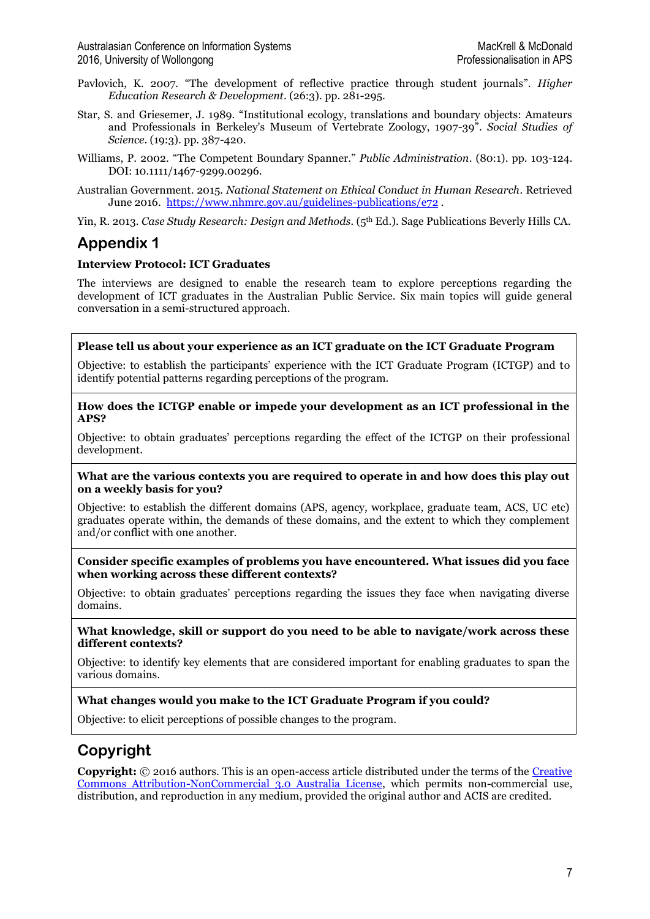Pavlovich, K. 2007. "The development of reflective practice through student journals". *Higher Education Research & Development*. (26:3). pp. 281-295.

Star, S. and Griesemer, J. 1989. "Institutional ecology, translations and boundary objects: Amateurs and Professionals in Berkeley's Museum of Vertebrate Zoology, 1907-39". *Social Studies of Science*. (19:3). pp. 387-420.

Williams, P. 2002. "The Competent Boundary Spanner." *Public Administration*. (80:1). pp. 103-124. DOI: 10.1111/1467-9299.00296.

Australian Government. 2015. *National Statement on Ethical Conduct in Human Research*. Retrieved June 2016. https://www.nhmrc.gov.au/guidelines-publications/e72 .

Yin, R. 2013. *Case Study Research: Design and Methods*. (5th Ed.). Sage Publications Beverly Hills CA.

# Appendix 1

**Interview Protocol: ICT Graduates**

The interviews are designed to enable the research team to explore perceptions regarding the development of ICT graduates in the Australian Public Service. Six main topics will guide general conversation in a semi-structured approach.

**Please tell us about your experience as an ICT graduate on the ICT Graduate Program**

Objective: to establish the participants' experience with the ICT Graduate Program (ICTGP) and to identify potential patterns regarding perceptions of the program.

**How does the ICTGP enable or impede your development as an ICT professional in the APS?**

Objective: to obtain graduates' perceptions regarding the effect of the ICTGP on their professional development.

**What are the various contexts you are required to operate in and how does this play out on a weekly basis for you?**

Objective: to establish the different domains (APS, agency, workplace, graduate team, ACS, UC etc) graduates operate within, the demands of these domains, and the extent to which they complement and/or conflict with one another.

**Consider specific examples of problems you have encountered. What issues did you face when working across these different contexts?**

Objective: to obtain graduates' perceptions regarding the issues they face when navigating diverse domains.

**What knowledge, skill or support do you need to be able to navigate/work across these different contexts?**

Objective: to identify key elements that are considered important for enabling graduates to span the various domains.

**What changes would you make to the ICT Graduate Program if you could?**

Objective: to elicit perceptions of possible changes to the program.

# Copyright

**Copyright:** © 2016 authors. This is an open-access article distributed under the terms of the Creative Commons Attribution-NonCommercial 3.0 Australia License, which permits non-commercial use, distribution, and reproduction in any medium, provided the original author and ACIS are credited.